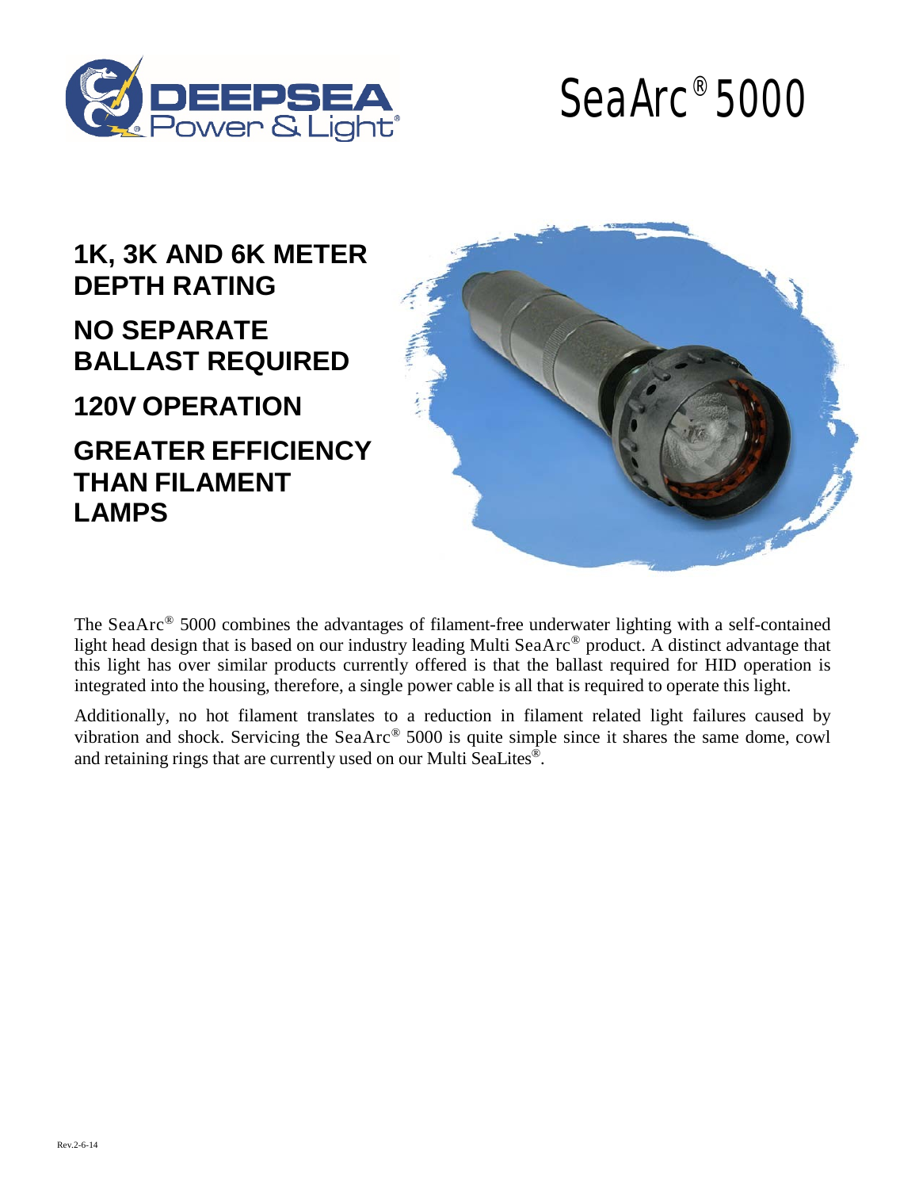# SeaArc® 5000

## 1K, 3K AND 6K METER DEPTH RATING

## NO SEPARATE BALLAST REQUIRED

## 120V OPERATION

## GREATER EFFICIENCY THAN FILAMENT LAMPS

The SeaArc® 5000 combines the advantages of filament-free underwater lighting with a self-contained light head design that is based on our industry leading Multi SeaArc® product. A distinct advantage that this light has over similar products currently offered is that the ballast required for HID operation is integrated into the housing, therefore, a single power cable is all that is required to operate this light.

Additionally, no hot filament translates to a reduction in filament related light failures caused by vibration and shock. Servicing the SeaArc® 5000 is quite simple since it shares the same dome, cowl and retaining rings that are currently used on our Multi SeaLites®.

Rev.2-6-14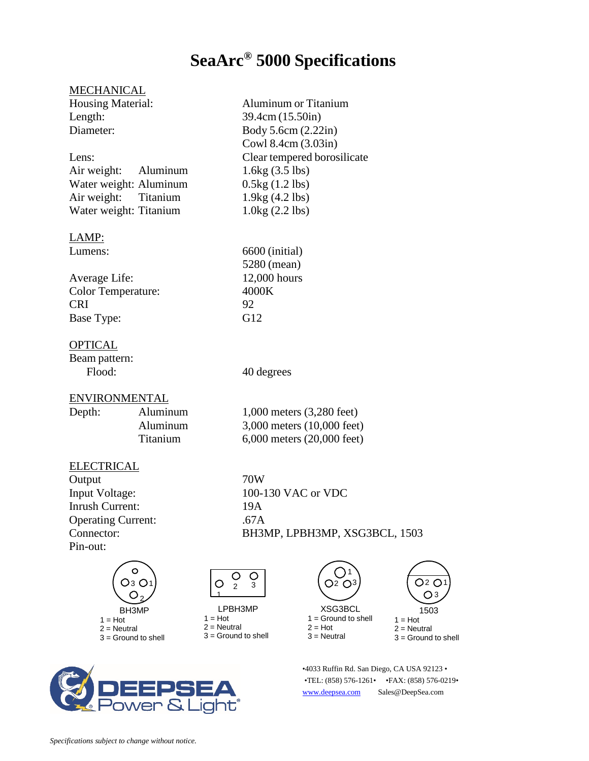# SeaArc® 5000 Specifications

MECHANICAL

| | | |
|---|---|---|
| Housing Material: | | Aluminum or Titanium |
| Length: | | 39.4cm (15.50in) |
| Diameter: | | Body 5.6cm (2.22in) |
| | | Cowl 8.4cm (3.03in) |
| Lens: | | Clear tempered borosilicate |
| Air weight: | Aluminum | 1.6kg (3.5 lbs) |
| Water weight: | Aluminum | 0.5kg (1.2 lbs) |
| Air weight: | Titanium | 1.9kg (4.2 lbs) |
| Water weight: | Titanium | 1.0kg (2.2 lbs) |

LAMP:

| | |
|---|---|
| Lumens: | 6600 (initial) |
| | 5280 (mean) |
| Average Life: | 12,000 hours |
| Color Temperature: | 4000K |
| CRI | 92 |
| Base Type: | G12 |

OPTICAL

| | |
|---|---|
| Beam pattern: | |
| Flood: | 40 degrees |

ENVIRONMENTAL

| | | |
|---|---|---|
| Depth: | Aluminum | 1,000 meters (3,280 feet) |
| | Aluminum | 3,000 meters (10,000 feet) |
| | Titanium | 6,000 meters (20,000 feet) |

ELECTRICAL

| | |
|---|---|
| Output | 70W |
| Input Voltage: | 100-130 VAC or VDC |
| Inrush Current: | 19A |
| Operating Current: | .67A |
| Connector: | BH3MP, LPBH3MP, XSG3BCL, 1503 |
| Pin-out: | |

BH3MP
1 = Hot
2 = Neutral
3 = Ground to shell

LPBH3MP
1 = Hot
2 = Neutral
3 = Ground to shell

XSG3BCL
1 = Ground to shell
2 = Hot
3 = Neutral

1503
1 = Hot
2 = Neutral
3 = Ground to shell

DEEPSEA Power & Light®

•4033 Ruffin Rd. San Diego, CA USA 92123 •
•TEL: (858) 576-1261• •FAX: (858) 576-0219•
www.deepsea.com Sales@DeepSea.com

*Specifications subject to change without notice.*